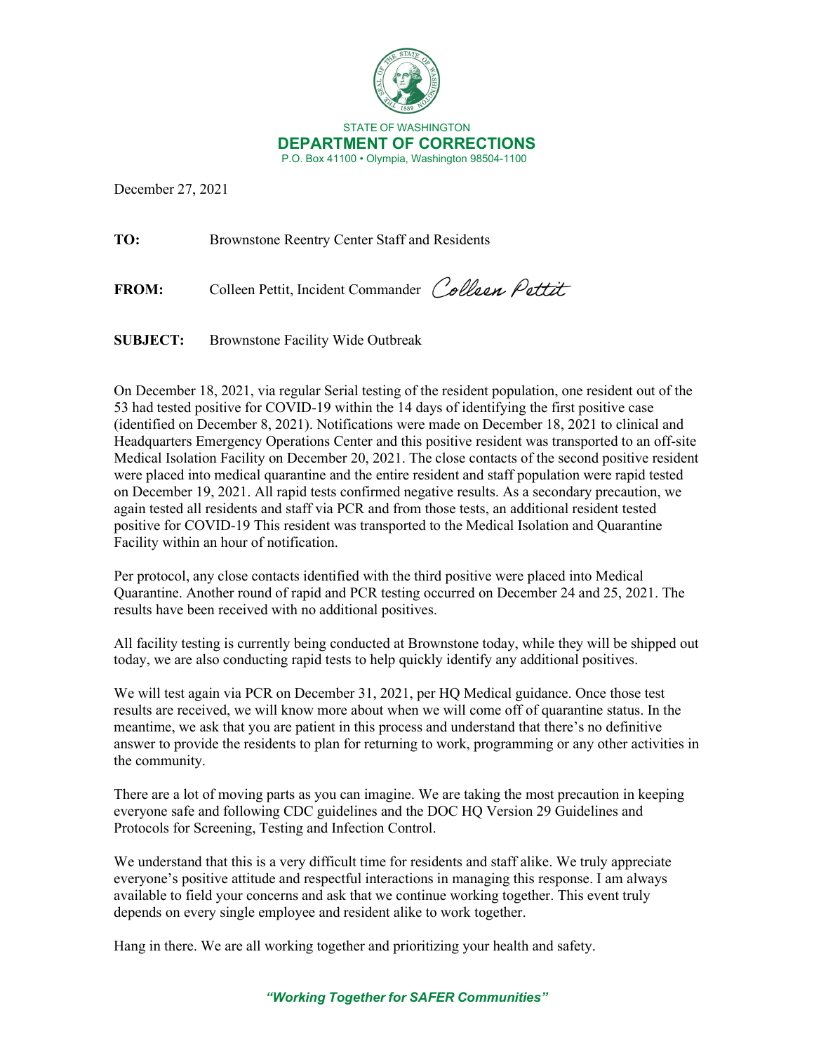STATE OF WASHINGTON

**DEPARTMENT OF CORRECTIONS**

P.O. Box 41100 • Olympia, Washington 98504-1100

December 27, 2021

**TO:** Brownstone Reentry Center Staff and Residents

**FROM:** Colleen Pettit, Incident Commander *Colleen Pettit*

**SUBJECT:** Brownstone Facility Wide Outbreak

On December 18, 2021, via regular Serial testing of the resident population, one resident out of the 53 had tested positive for COVID-19 within the 14 days of identifying the first positive case (identified on December 8, 2021). Notifications were made on December 18, 2021 to clinical and Headquarters Emergency Operations Center and this positive resident was transported to an off-site Medical Isolation Facility on December 20, 2021. The close contacts of the second positive resident were placed into medical quarantine and the entire resident and staff population were rapid tested on December 19, 2021. All rapid tests confirmed negative results. As a secondary precaution, we again tested all residents and staff via PCR and from those tests, an additional resident tested positive for COVID-19 This resident was transported to the Medical Isolation and Quarantine Facility within an hour of notification.

Per protocol, any close contacts identified with the third positive were placed into Medical Quarantine. Another round of rapid and PCR testing occurred on December 24 and 25, 2021. The results have been received with no additional positives.

All facility testing is currently being conducted at Brownstone today, while they will be shipped out today, we are also conducting rapid tests to help quickly identify any additional positives.

We will test again via PCR on December 31, 2021, per HQ Medical guidance. Once those test results are received, we will know more about when we will come off of quarantine status. In the meantime, we ask that you are patient in this process and understand that there's no definitive answer to provide the residents to plan for returning to work, programming or any other activities in the community.

There are a lot of moving parts as you can imagine. We are taking the most precaution in keeping everyone safe and following CDC guidelines and the DOC HQ Version 29 Guidelines and Protocols for Screening, Testing and Infection Control.

We understand that this is a very difficult time for residents and staff alike. We truly appreciate everyone's positive attitude and respectful interactions in managing this response. I am always available to field your concerns and ask that we continue working together. This event truly depends on every single employee and resident alike to work together.

Hang in there. We are all working together and prioritizing your health and safety.

***"Working Together for SAFER Communities"***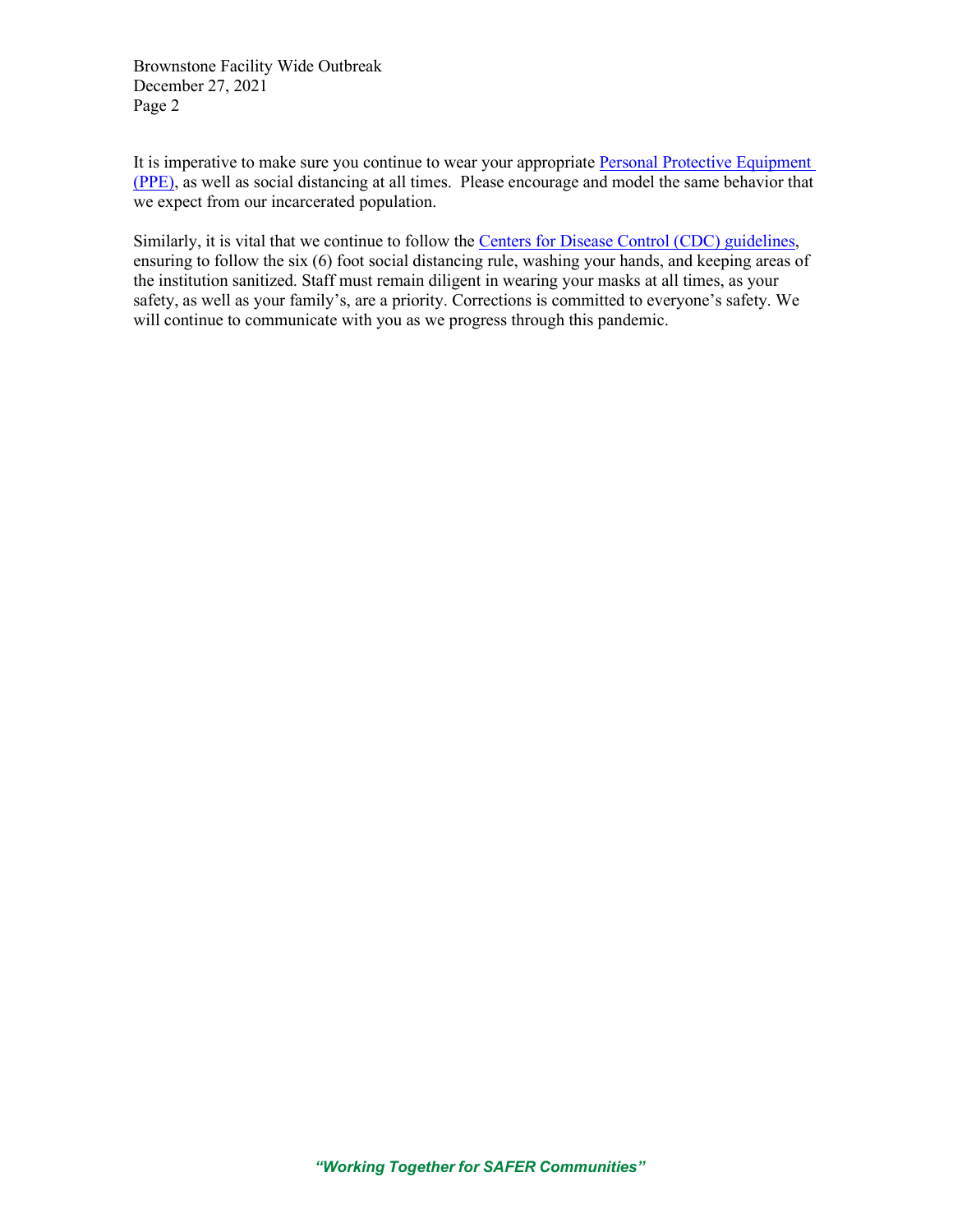It is imperative to make sure you continue to wear your appropriate Personal Protective Equipment (PPE), as well as social distancing at all times. Please encourage and model the same behavior that we expect from our incarcerated population.

Similarly, it is vital that we continue to follow the Centers for Disease Control (CDC) guidelines, ensuring to follow the six (6) foot social distancing rule, washing your hands, and keeping areas of the institution sanitized. Staff must remain diligent in wearing your masks at all times, as your safety, as well as your family's, are a priority. Corrections is committed to everyone's safety. We will continue to communicate with you as we progress through this pandemic.